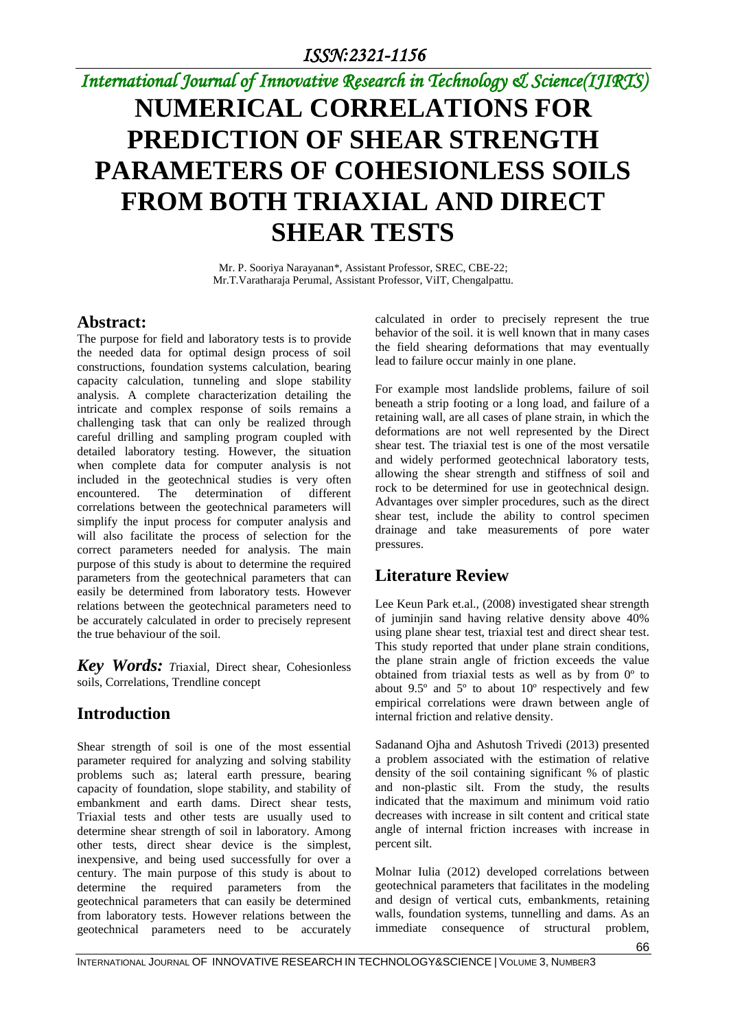# NUMERICAL CORRELATIONS FOR PREDICTION OF SHEAR STRENGTH PARAMETERS OF COHESIONLESS SOILS FROM BOTH TRIAXIAL AND DIRECT SHEAR TESTS

Mr. P. Sooriya Narayanan*, Assistant Professor, SREC, CBE-22;
Mr.T.Varatharaja Perumal, Assistant Professor, ViIT, Chengalpattu.

## Abstract:

The purpose for field and laboratory tests is to provide the needed data for optimal design process of soil constructions, foundation systems calculation, bearing capacity calculation, tunneling and slope stability analysis. A complete characterization detailing the intricate and complex response of soils remains a challenging task that can only be realized through careful drilling and sampling program coupled with detailed laboratory testing. However, the situation when complete data for computer analysis is not included in the geotechnical studies is very often encountered. The determination of different correlations between the geotechnical parameters will simplify the input process for computer analysis and will also facilitate the process of selection for the correct parameters needed for analysis. The main purpose of this study is about to determine the required parameters from the geotechnical parameters that can easily be determined from laboratory tests. However relations between the geotechnical parameters need to be accurately calculated in order to precisely represent the true behaviour of the soil.

***Key Words:*** *T*riaxial, Direct shear, Cohesionless soils, Correlations, Trendline concept

## Introduction

Shear strength of soil is one of the most essential parameter required for analyzing and solving stability problems such as; lateral earth pressure, bearing capacity of foundation, slope stability, and stability of embankment and earth dams. Direct shear tests, Triaxial tests and other tests are usually used to determine shear strength of soil in laboratory. Among other tests, direct shear device is the simplest, inexpensive, and being used successfully for over a century. The main purpose of this study is about to determine the required parameters from the geotechnical parameters that can easily be determined from laboratory tests. However relations between the geotechnical parameters need to be accurately calculated in order to precisely represent the true behavior of the soil. it is well known that in many cases the field shearing deformations that may eventually lead to failure occur mainly in one plane.

For example most landslide problems, failure of soil beneath a strip footing or a long load, and failure of a retaining wall, are all cases of plane strain, in which the deformations are not well represented by the Direct shear test. The triaxial test is one of the most versatile and widely performed geotechnical laboratory tests, allowing the shear strength and stiffness of soil and rock to be determined for use in geotechnical design. Advantages over simpler procedures, such as the direct shear test, include the ability to control specimen drainage and take measurements of pore water pressures.

## Literature Review

Lee Keun Park et.al., (2008) investigated shear strength of juminjin sand having relative density above 40% using plane shear test, triaxial test and direct shear test. This study reported that under plane strain conditions, the plane strain angle of friction exceeds the value obtained from triaxial tests as well as by from 0º to about 9.5º and 5º to about 10º respectively and few empirical correlations were drawn between angle of internal friction and relative density.

Sadanand Ojha and Ashutosh Trivedi (2013) presented a problem associated with the estimation of relative density of the soil containing significant % of plastic and non-plastic silt. From the study, the results indicated that the maximum and minimum void ratio decreases with increase in silt content and critical state angle of internal friction increases with increase in percent silt.

Molnar Iulia (2012) developed correlations between geotechnical parameters that facilitates in the modeling and design of vertical cuts, embankments, retaining walls, foundation systems, tunnelling and dams. As an immediate consequence of structural problem,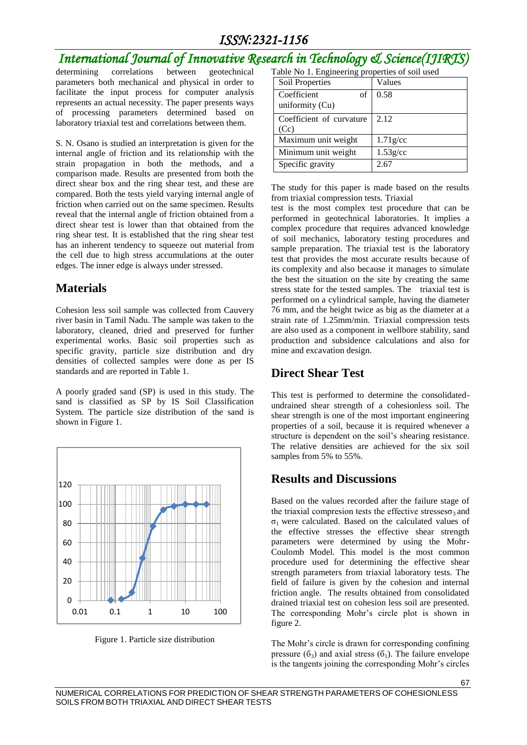determining correlations between geotechnical parameters both mechanical and physical in order to facilitate the input process for computer analysis represents an actual necessity. The paper presents ways of processing parameters determined based on laboratory triaxial test and correlations between them.

S. N. Osano is studied an interpretation is given for the internal angle of friction and its relationship with the strain propagation in both the methods, and a comparison made. Results are presented from both the direct shear box and the ring shear test, and these are compared. Both the tests yield varying internal angle of friction when carried out on the same specimen. Results reveal that the internal angle of friction obtained from a direct shear test is lower than that obtained from the ring shear test. It is established that the ring shear test has an inherent tendency to squeeze out material from the cell due to high stress accumulations at the outer edges. The inner edge is always under stressed.

## Materials

Cohesion less soil sample was collected from Cauvery river basin in Tamil Nadu. The sample was taken to the laboratory, cleaned, dried and preserved for further experimental works. Basic soil properties such as specific gravity, particle size distribution and dry densities of collected samples were done as per IS standards and are reported in Table 1.

A poorly graded sand (SP) is used in this study. The sand is classified as SP by IS Soil Classification System. The particle size distribution of the sand is shown in Figure 1.

Figure 1. Particle size distribution

Table No 1. Engineering properties of soil used

| Soil Properties | Values |
|---|---|
| Coefficient of uniformity (Cu) | 0.58 |
| Coefficient of curvature (Cc) | 2.12 |
| Maximum unit weight | 1.71g/cc |
| Minimum unit weight | 1.53g/cc |
| Specific gravity | 2.67 |

The study for this paper is made based on the results from triaxial compression tests. Triaxial test is the most complex test procedure that can be performed in geotechnical laboratories. It implies a complex procedure that requires advanced knowledge of soil mechanics, laboratory testing procedures and sample preparation. The triaxial test is the laboratory test that provides the most accurate results because of its complexity and also because it manages to simulate the best the situation on the site by creating the same stress state for the tested samples. The triaxial test is performed on a cylindrical sample, having the diameter 76 mm, and the height twice as big as the diameter at a strain rate of 1.25mm/min. Triaxial compression tests are also used as a component in wellbore stability, sand production and subsidence calculations and also for mine and excavation design.

## Direct Shear Test

This test is performed to determine the consolidated-undrained shear strength of a cohesionless soil. The shear strength is one of the most important engineering properties of a soil, because it is required whenever a structure is dependent on the soil's shearing resistance. The relative densities are achieved for the six soil samples from 5% to 55%.

## Results and Discussions

Based on the values recorded after the failure stage of the triaxial compresion tests the effective stresses$\sigma_3$ and $\sigma_1$ were calculated. Based on the calculated values of the effective stresses the effective shear strength parameters were determined by using the Mohr-Coulomb Model. This model is the most common procedure used for determining the effective shear strength parameters from triaxial laboratory tests. The field of failure is given by the cohesion and internal friction angle. The results obtained from consolidated drained triaxial test on cohesion less soil are presented. The corresponding Mohr's circle plot is shown in figure 2.

The Mohr's circle is drawn for corresponding confining pressure ($\sigma_3$) and axial stress ($\sigma_1$). The failure envelope is the tangents joining the corresponding Mohr's circles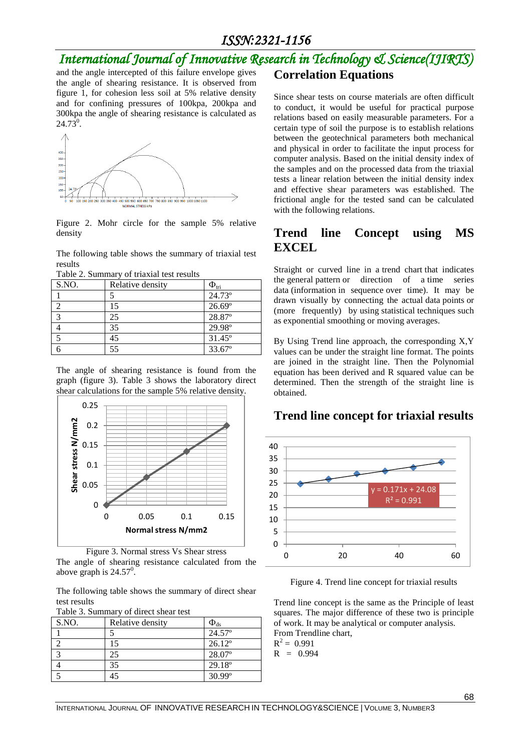and the angle intercepted of this failure envelope gives the angle of shearing resistance. It is observed from figure 1, for cohesion less soil at 5% relative density and for confining pressures of 100kpa, 200kpa and 300kpa the angle of shearing resistance is calculated as $24.73^0$.

Figure 2. Mohr circle for the sample 5% relative density

The following table shows the summary of triaxial test results

Table 2. Summary of triaxial test results

| S.NO. | Relative density | $\Phi_{tri}$ |
|---|---|---|
| 1 | 5 | 24.73º |
| 2 | 15 | 26.69º |
| 3 | 25 | 28.87º |
| 4 | 35 | 29.98º |
| 5 | 45 | 31.45º |
| 6 | 55 | 33.67º |

The angle of shearing resistance is found from the graph (figure 3). Table 3 shows the laboratory direct shear calculations for the sample 5% relative density.

Figure 3. Normal stress Vs Shear stress

The angle of shearing resistance calculated from the above graph is $24.57^0$.

The following table shows the summary of direct shear test results

Table 3. Summary of direct shear test

| S.NO. | Relative density | $\Phi_{ds}$ |
|---|---|---|
| 1 | 5 | 24.57º |
| 2 | 15 | 26.12º |
| 3 | 25 | 28.07º |
| 4 | 35 | 29.18º |
| 5 | 45 | 30.99º |

## Correlation Equations

Since shear tests on course materials are often difficult to conduct, it would be useful for practical purpose relations based on easily measurable parameters. For a certain type of soil the purpose is to establish relations between the geotechnical parameters both mechanical and physical in order to facilitate the input process for computer analysis. Based on the initial density index of the samples and on the processed data from the triaxial tests a linear relation between the initial density index and effective shear parameters was established. The frictional angle for the tested sand can be calculated with the following relations.

## Trend line Concept using MS EXCEL

Straight or curved line in a trend chart that indicates the general pattern or direction of a time series data (information in sequence over time). It may be drawn visually by connecting the actual data points or (more frequently) by using statistical techniques such as exponential smoothing or moving averages.

By Using Trend line approach, the corresponding X,Y values can be under the straight line format. The points are joined in the straight line. Then the Polynomial equation has been derived and R squared value can be determined. Then the strength of the straight line is obtained.

## Trend line concept for triaxial results

Figure 4. Trend line concept for triaxial results

Trend line concept is the same as the Principle of least squares. The major difference of these two is principle of work. It may be analytical or computer analysis.

From Trendline chart,

$R^2 = 0.991$

$R = 0.994$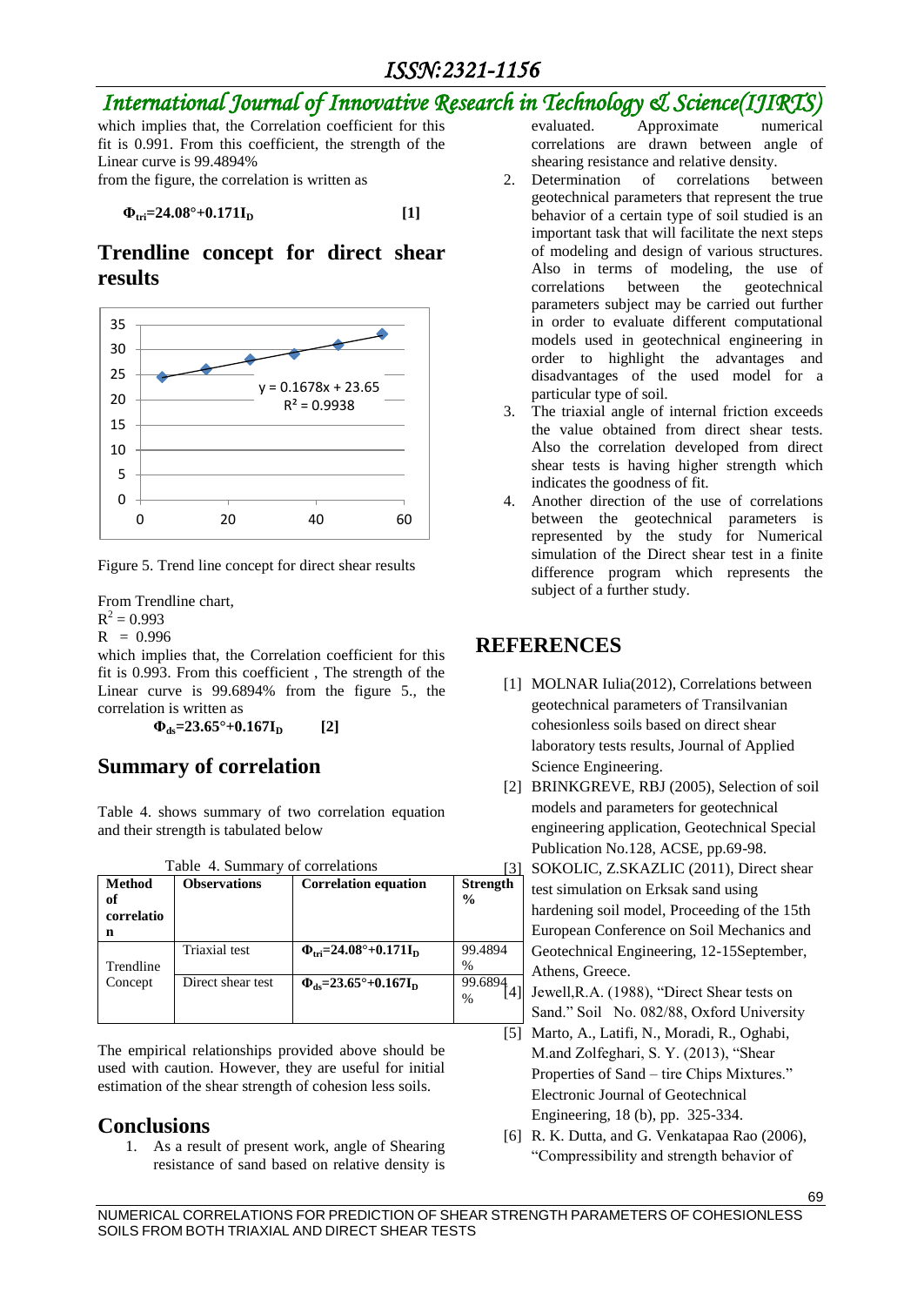which implies that, the Correlation coefficient for this fit is 0.991. From this coefficient, the strength of the Linear curve is 99.4894%

from the figure, the correlation is written as

$$\Phi_{tri}=24.08°+0.171I_D \qquad [1]$$

## Trendline concept for direct shear results

Figure 5. Trend line concept for direct shear results

From Trendline chart,

$R^2 = 0.993$

$R = 0.996$

which implies that, the Correlation coefficient for this fit is 0.993. From this coefficient , The strength of the Linear curve is 99.6894% from the figure 5., the correlation is written as

$$\Phi_{ds}=23.65°+0.167I_D \qquad [2]$$

## Summary of correlation

Table 4. shows summary of two correlation equation and their strength is tabulated below

Table 4. Summary of correlations

| Method of correlation | Observations | Correlation equation | Strength % |
|---|---|---|---|
| Trendline Concept | Triaxial test | $\Phi_{tri}=24.08°+0.171I_D$ | 99.4894 % |
| | Direct shear test | $\Phi_{ds}=23.65°+0.167I_D$ | 99.6894 % |

The empirical relationships provided above should be used with caution. However, they are useful for initial estimation of the shear strength of cohesion less soils.

## Conclusions

1. As a result of present work, angle of Shearing resistance of sand based on relative density is evaluated. Approximate numerical correlations are drawn between angle of shearing resistance and relative density.
2. Determination of correlations between geotechnical parameters that represent the true behavior of a certain type of soil studied is an important task that will facilitate the next steps of modeling and design of various structures. Also in terms of modeling, the use of correlations between the geotechnical parameters subject may be carried out further in order to evaluate different computational models used in geotechnical engineering in order to highlight the advantages and disadvantages of the used model for a particular type of soil.
3. The triaxial angle of internal friction exceeds the value obtained from direct shear tests. Also the correlation developed from direct shear tests is having higher strength which indicates the goodness of fit.
4. Another direction of the use of correlations between the geotechnical parameters is represented by the study for Numerical simulation of the Direct shear test in a finite difference program which represents the subject of a further study.

## REFERENCES

[1] MOLNAR Iulia(2012), Correlations between geotechnical parameters of Transilvanian cohesionless soils based on direct shear laboratory tests results, Journal of Applied Science Engineering.

[2] BRINKGREVE, RBJ (2005), Selection of soil models and parameters for geotechnical engineering application, Geotechnical Special Publication No.128, ACSE, pp.69-98.

[3] SOKOLIC, Z.SKAZLIC (2011), Direct shear test simulation on Erksak sand using hardening soil model, Proceeding of the 15th European Conference on Soil Mechanics and Geotechnical Engineering, 12-15September, Athens, Greece.

[4] Jewell,R.A. (1988), "Direct Shear tests on Sand." Soil No. 082/88, Oxford University

[5] Marto, A., Latifi, N., Moradi, R., Oghabi, M.and Zolfeghari, S. Y. (2013), "Shear Properties of Sand – tire Chips Mixtures." Electronic Journal of Geotechnical Engineering, 18 (b), pp. 325-334.

[6] R. K. Dutta, and G. Venkatapaa Rao (2006), "Compressibility and strength behavior of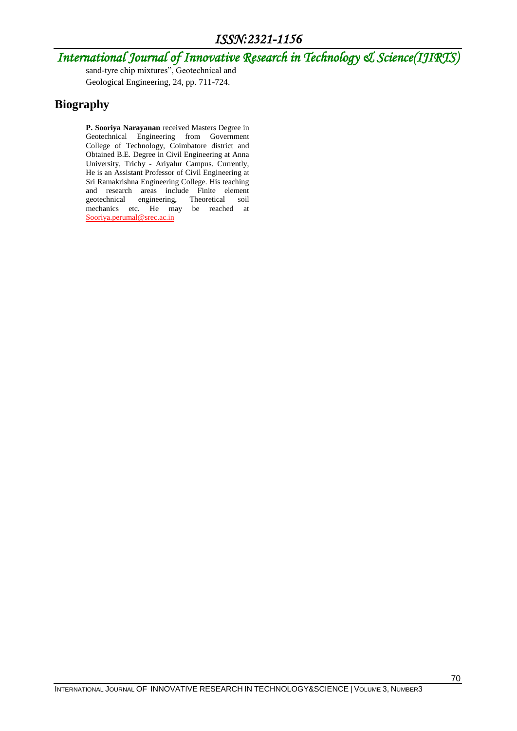sand-tyre chip mixtures", Geotechnical and Geological Engineering, 24, pp. 711-724.

## Biography

**P. Sooriya Narayanan** received Masters Degree in Geotechnical Engineering from Government College of Technology, Coimbatore district and Obtained B.E. Degree in Civil Engineering at Anna University, Trichy - Ariyalur Campus. Currently, He is an Assistant Professor of Civil Engineering at Sri Ramakrishna Engineering College. His teaching and research areas include Finite element geotechnical engineering, Theoretical soil mechanics etc. He may be reached at Sooriya.perumal@srec.ac.in